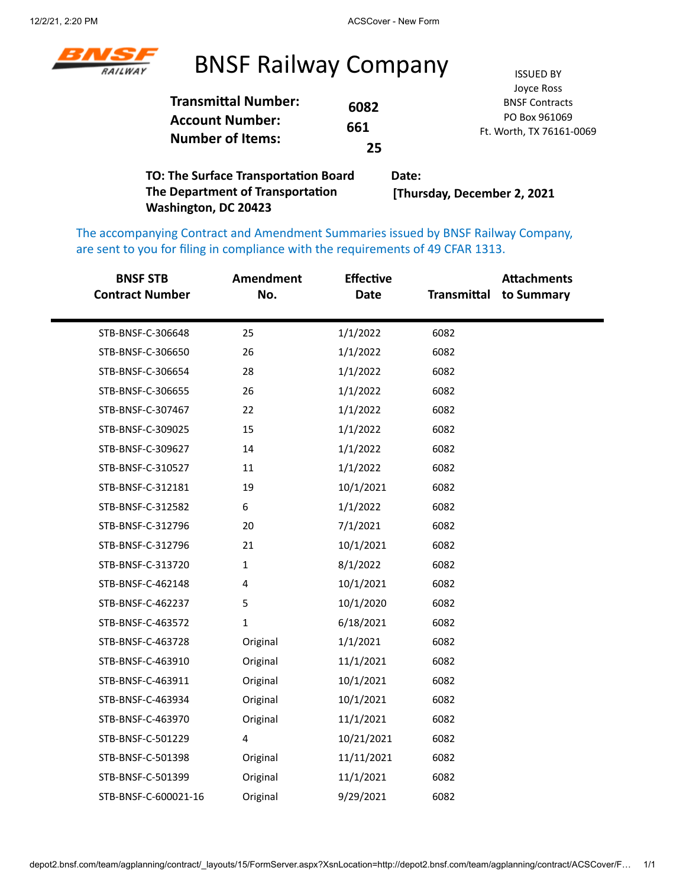# BNSF Railway Company

**Transmittal Number:** 6082
**Account Number:** 661
**Number of Items:** 25

ISSUED BY
Joyce Ross
BNSF Contracts
PO Box 961069
Ft. Worth, TX 76161-0069

**TO: The Surface Transportation Board**
**The Department of Transportation**
**Washington, DC 20423**

**Date:**
**[Thursday, December 2, 2021**

The accompanying Contract and Amendment Summaries issued by BNSF Railway Company, are sent to you for filing in compliance with the requirements of 49 CFAR 1313.

| BNSF STB Contract Number | Amendment No. | Effective Date | Transmittal | Attachments to Summary |
|---|---|---|---|---|
| STB-BNSF-C-306648 | 25 | 1/1/2022 | 6082 | |
| STB-BNSF-C-306650 | 26 | 1/1/2022 | 6082 | |
| STB-BNSF-C-306654 | 28 | 1/1/2022 | 6082 | |
| STB-BNSF-C-306655 | 26 | 1/1/2022 | 6082 | |
| STB-BNSF-C-307467 | 22 | 1/1/2022 | 6082 | |
| STB-BNSF-C-309025 | 15 | 1/1/2022 | 6082 | |
| STB-BNSF-C-309627 | 14 | 1/1/2022 | 6082 | |
| STB-BNSF-C-310527 | 11 | 1/1/2022 | 6082 | |
| STB-BNSF-C-312181 | 19 | 10/1/2021 | 6082 | |
| STB-BNSF-C-312582 | 6 | 1/1/2022 | 6082 | |
| STB-BNSF-C-312796 | 20 | 7/1/2021 | 6082 | |
| STB-BNSF-C-312796 | 21 | 10/1/2021 | 6082 | |
| STB-BNSF-C-313720 | 1 | 8/1/2022 | 6082 | |
| STB-BNSF-C-462148 | 4 | 10/1/2021 | 6082 | |
| STB-BNSF-C-462237 | 5 | 10/1/2020 | 6082 | |
| STB-BNSF-C-463572 | 1 | 6/18/2021 | 6082 | |
| STB-BNSF-C-463728 | Original | 1/1/2021 | 6082 | |
| STB-BNSF-C-463910 | Original | 11/1/2021 | 6082 | |
| STB-BNSF-C-463911 | Original | 10/1/2021 | 6082 | |
| STB-BNSF-C-463934 | Original | 10/1/2021 | 6082 | |
| STB-BNSF-C-463970 | Original | 11/1/2021 | 6082 | |
| STB-BNSF-C-501229 | 4 | 10/21/2021 | 6082 | |
| STB-BNSF-C-501398 | Original | 11/11/2021 | 6082 | |
| STB-BNSF-C-501399 | Original | 11/1/2021 | 6082 | |
| STB-BNSF-C-600021-16 | Original | 9/29/2021 | 6082 | |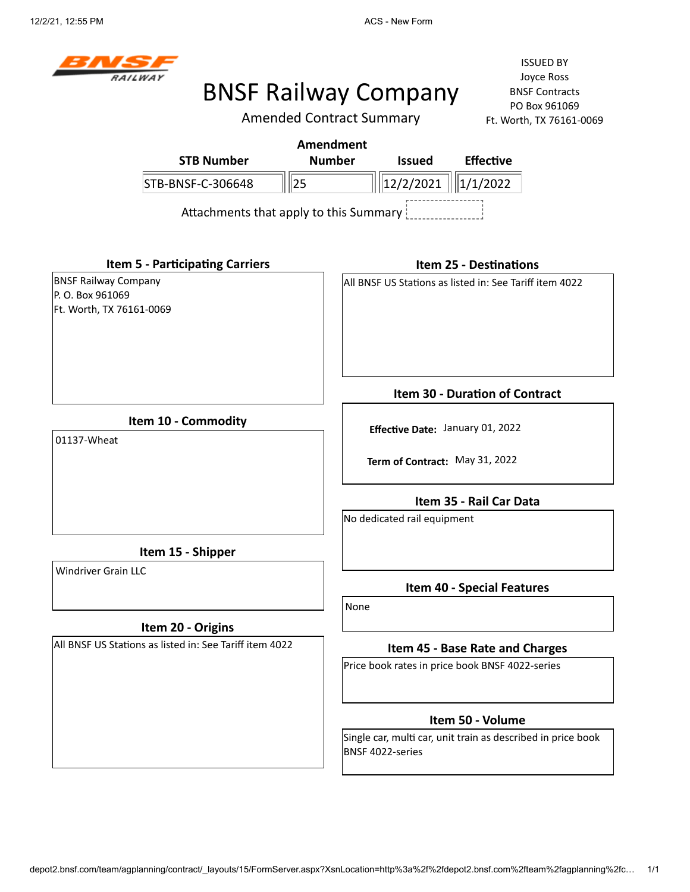BNSF RAILWAY

# BNSF Railway Company

## Amended Contract Summary

ISSUED BY
Joyce Ross
BNSF Contracts
PO Box 961069
Ft. Worth, TX 76161-0069

| STB Number | Amendment Number | Issued | Effective |
|---|---|---|---|
| STB-BNSF-C-306648 | 25 | 12/2/2021 | 1/1/2022 |

Attachments that apply to this Summary

### Item 5 - Participating Carriers

BNSF Railway Company
P. O. Box 961069
Ft. Worth, TX 76161-0069

### Item 10 - Commodity

01137-Wheat

### Item 15 - Shipper

Windriver Grain LLC

### Item 20 - Origins

All BNSF US Stations as listed in: See Tariff item 4022

### Item 25 - Destinations

All BNSF US Stations as listed in: See Tariff item 4022

### Item 30 - Duration of Contract

**Effective Date:** January 01, 2022

**Term of Contract:** May 31, 2022

### Item 35 - Rail Car Data

No dedicated rail equipment

### Item 40 - Special Features

None

### Item 45 - Base Rate and Charges

Price book rates in price book BNSF 4022-series

### Item 50 - Volume

Single car, multi car, unit train as described in price book BNSF 4022-series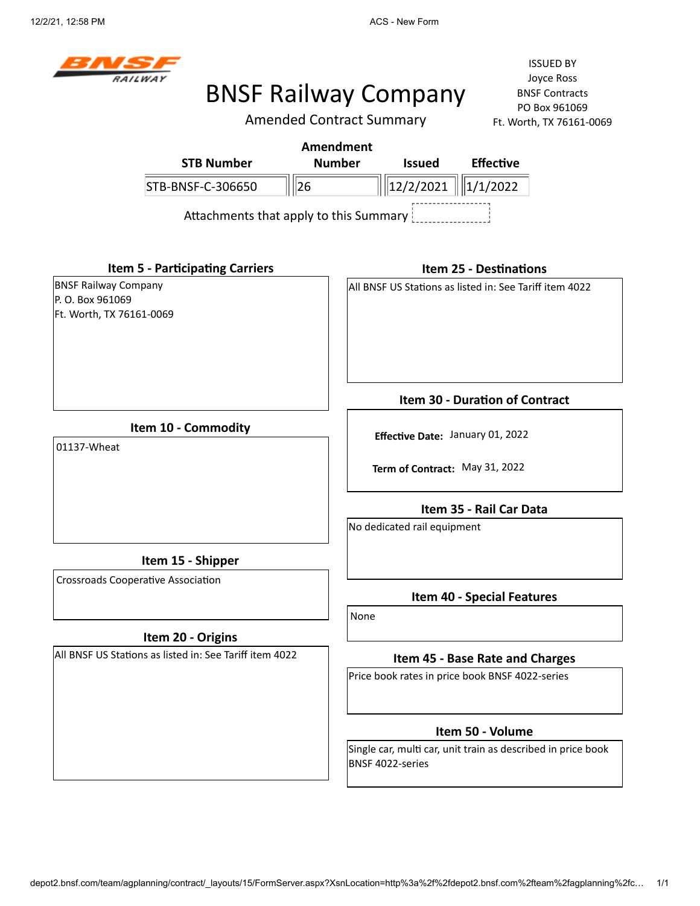BNSF RAILWAY

# BNSF Railway Company

## Amended Contract Summary

ISSUED BY
Joyce Ross
BNSF Contracts
PO Box 961069
Ft. Worth, TX 76161-0069

| STB Number | Amendment Number | Issued | Effective |
|---|---|---|---|
| STB-BNSF-C-306650 | 26 | 12/2/2021 | 1/1/2022 |

Attachments that apply to this Summary

### Item 5 - Participating Carriers

BNSF Railway Company
P. O. Box 961069
Ft. Worth, TX 76161-0069

### Item 10 - Commodity

01137-Wheat

### Item 15 - Shipper

Crossroads Cooperative Association

### Item 20 - Origins

All BNSF US Stations as listed in: See Tariff item 4022

### Item 25 - Destinations

All BNSF US Stations as listed in: See Tariff item 4022

### Item 30 - Duration of Contract

**Effective Date:** January 01, 2022

**Term of Contract:** May 31, 2022

### Item 35 - Rail Car Data

No dedicated rail equipment

### Item 40 - Special Features

None

### Item 45 - Base Rate and Charges

Price book rates in price book BNSF 4022-series

### Item 50 - Volume

Single car, multi car, unit train as described in price book BNSF 4022-series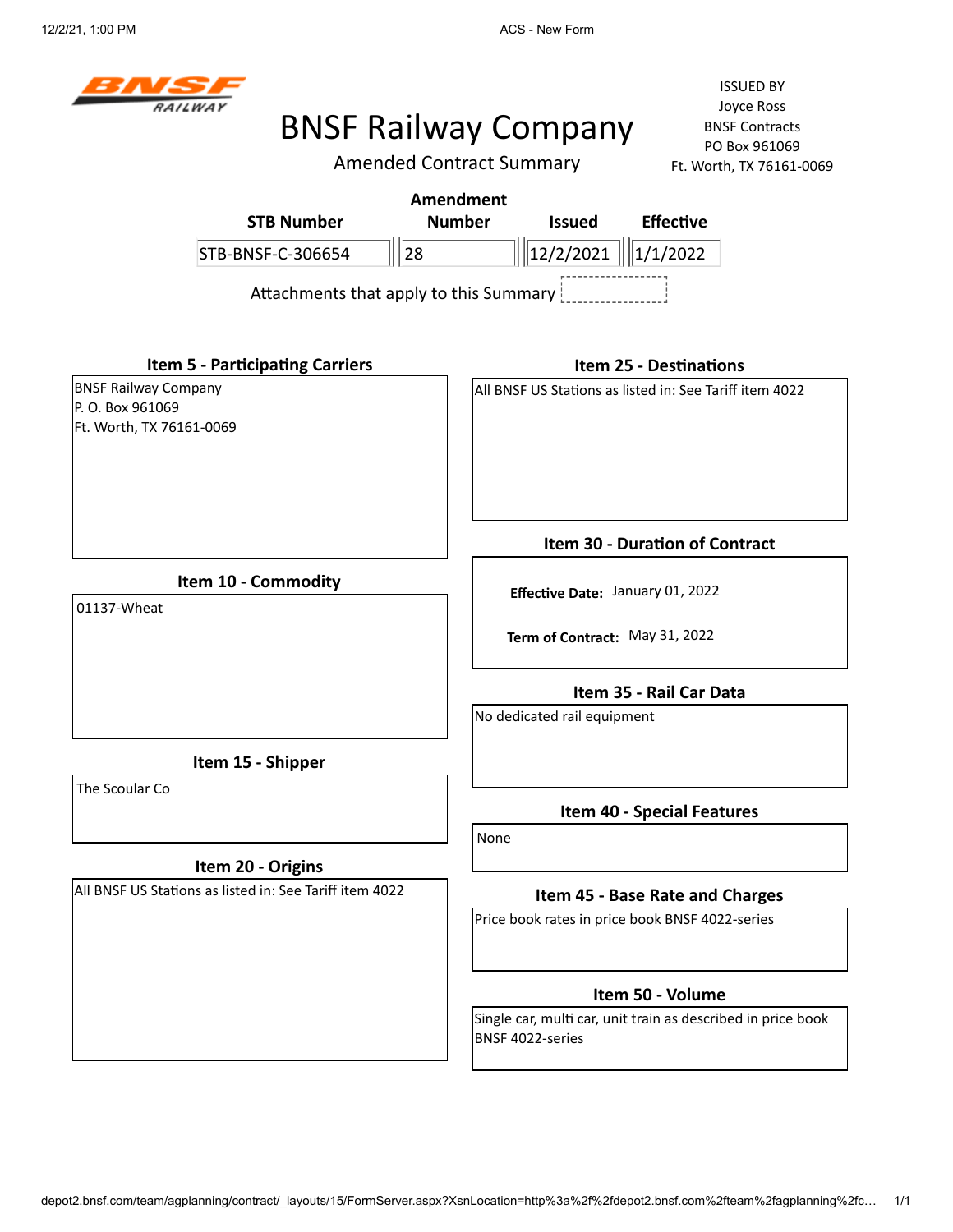BNSF RAILWAY

# BNSF Railway Company

Amended Contract Summary

ISSUED BY
Joyce Ross
BNSF Contracts
PO Box 961069
Ft. Worth, TX 76161-0069

| STB Number | Amendment Number | Issued | Effective |
|---|---|---|---|
| STB-BNSF-C-306654 | 28 | 12/2/2021 | 1/1/2022 |

Attachments that apply to this Summary

### Item 5 - Participating Carriers

BNSF Railway Company
P. O. Box 961069
Ft. Worth, TX 76161-0069

### Item 10 - Commodity

01137-Wheat

### Item 15 - Shipper

The Scoular Co

### Item 20 - Origins

All BNSF US Stations as listed in: See Tariff item 4022

### Item 25 - Destinations

All BNSF US Stations as listed in: See Tariff item 4022

### Item 30 - Duration of Contract

**Effective Date:** January 01, 2022

**Term of Contract:** May 31, 2022

### Item 35 - Rail Car Data

No dedicated rail equipment

### Item 40 - Special Features

None

### Item 45 - Base Rate and Charges

Price book rates in price book BNSF 4022-series

### Item 50 - Volume

Single car, multi car, unit train as described in price book BNSF 4022-series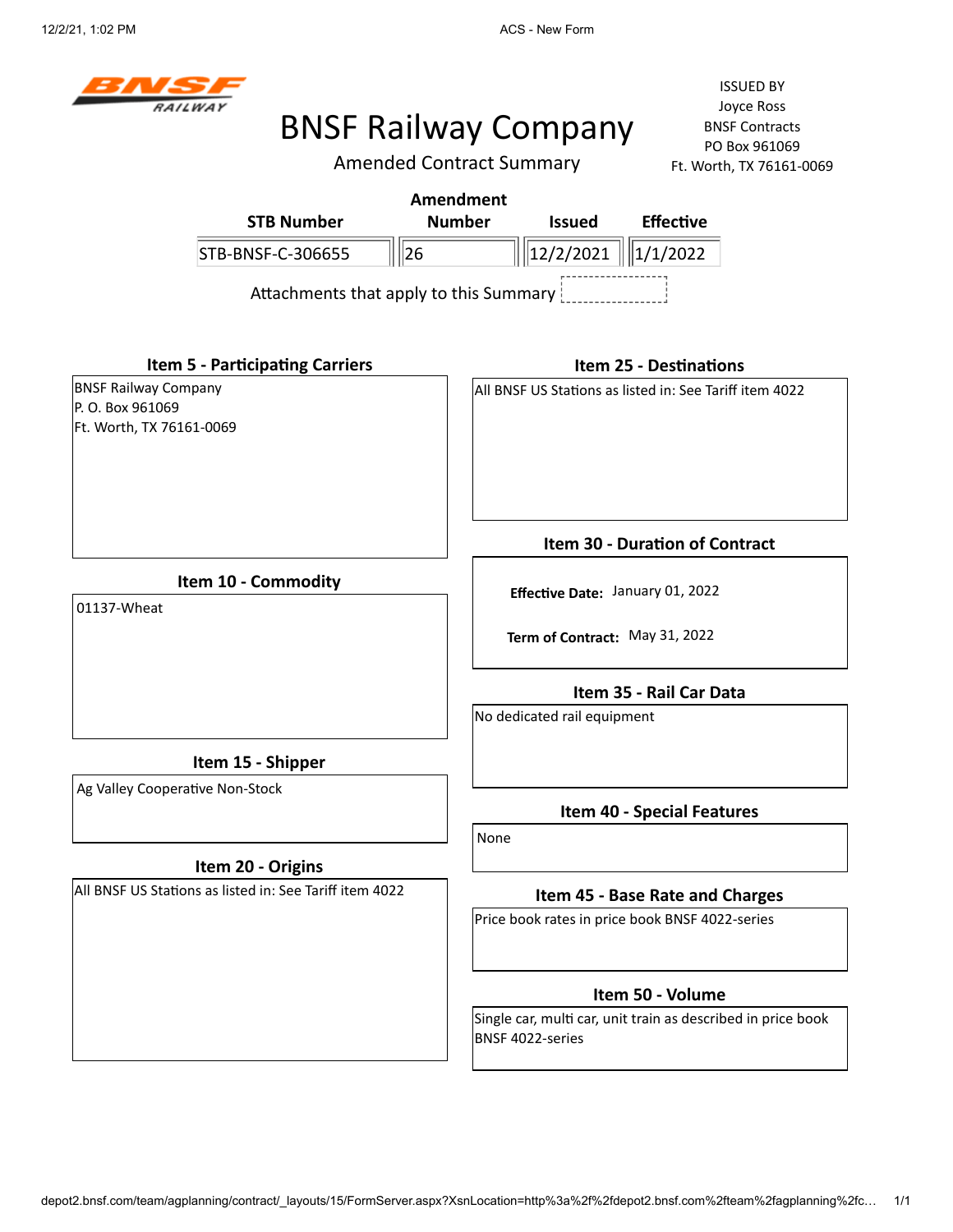ISSUED BY
Joyce Ross
BNSF Contracts
PO Box 961069
Ft. Worth, TX 76161-0069

# BNSF Railway Company

## Amended Contract Summary

| STB Number | Amendment Number | Issued | Effective |
|---|---|---|---|
| STB-BNSF-C-306655 | 26 | 12/2/2021 | 1/1/2022 |

Attachments that apply to this Summary

### Item 5 - Participating Carriers

BNSF Railway Company
P. O. Box 961069
Ft. Worth, TX 76161-0069

### Item 10 - Commodity

01137-Wheat

### Item 15 - Shipper

Ag Valley Cooperative Non-Stock

### Item 20 - Origins

All BNSF US Stations as listed in: See Tariff item 4022

### Item 25 - Destinations

All BNSF US Stations as listed in: See Tariff item 4022

### Item 30 - Duration of Contract

**Effective Date:** January 01, 2022

**Term of Contract:** May 31, 2022

### Item 35 - Rail Car Data

No dedicated rail equipment

### Item 40 - Special Features

None

### Item 45 - Base Rate and Charges

Price book rates in price book BNSF 4022-series

### Item 50 - Volume

Single car, multi car, unit train as described in price book BNSF 4022-series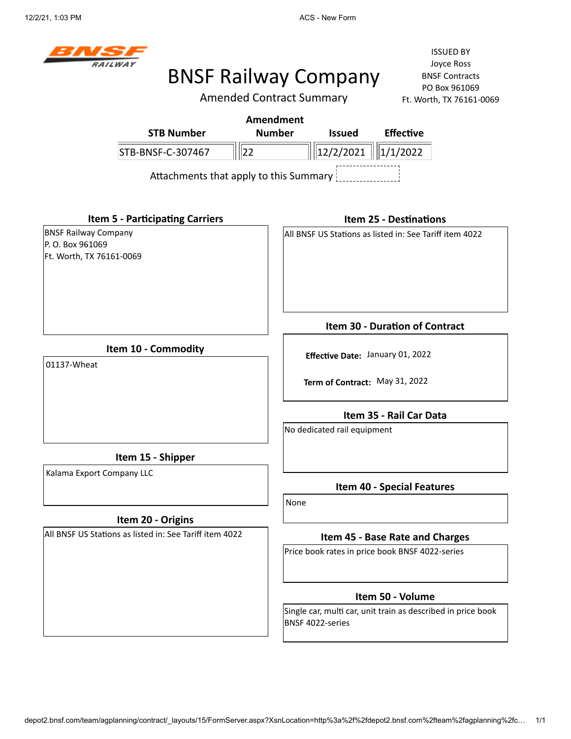# BNSF Railway Company

## Amended Contract Summary

ISSUED BY
Joyce Ross
BNSF Contracts
PO Box 961069
Ft. Worth, TX 76161-0069

| STB Number | Amendment Number | Issued | Effective |
|---|---|---|---|
| STB-BNSF-C-307467 | 22 | 12/2/2021 | 1/1/2022 |

Attachments that apply to this Summary

### Item 5 - Participating Carriers

BNSF Railway Company
P. O. Box 961069
Ft. Worth, TX 76161-0069

### Item 10 - Commodity

01137-Wheat

### Item 15 - Shipper

Kalama Export Company LLC

### Item 20 - Origins

All BNSF US Stations as listed in: See Tariff item 4022

### Item 25 - Destinations

All BNSF US Stations as listed in: See Tariff item 4022

### Item 30 - Duration of Contract

**Effective Date:** January 01, 2022

**Term of Contract:** May 31, 2022

### Item 35 - Rail Car Data

No dedicated rail equipment

### Item 40 - Special Features

None

### Item 45 - Base Rate and Charges

Price book rates in price book BNSF 4022-series

### Item 50 - Volume

Single car, multi car, unit train as described in price book BNSF 4022-series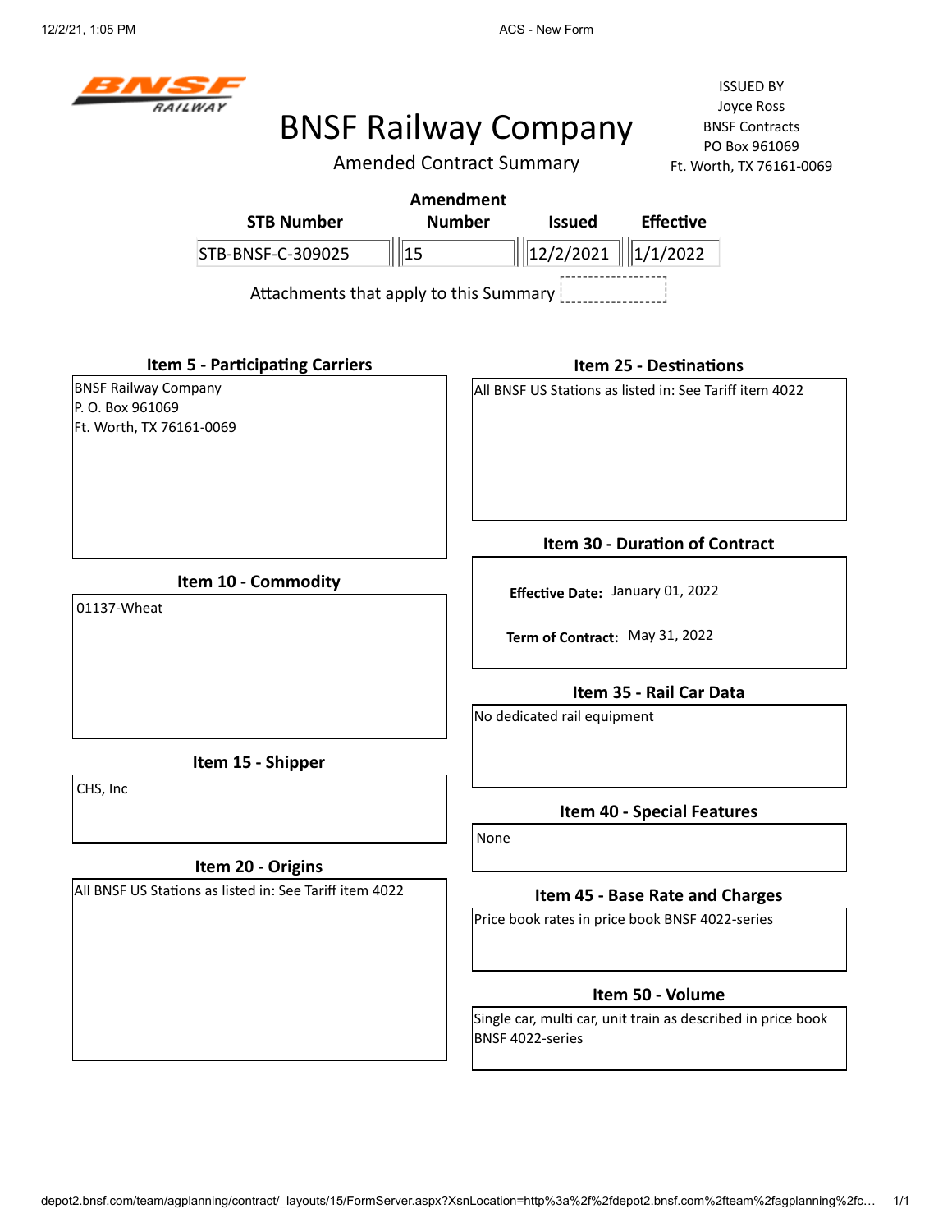# BNSF Railway Company

## Amended Contract Summary

ISSUED BY
Joyce Ross
BNSF Contracts
PO Box 961069
Ft. Worth, TX 76161-0069

| STB Number | Amendment Number | Issued | Effective |
|---|---|---|---|
| STB-BNSF-C-309025 | 15 | 12/2/2021 | 1/1/2022 |

Attachments that apply to this Summary

### Item 5 - Participating Carriers

BNSF Railway Company
P. O. Box 961069
Ft. Worth, TX 76161-0069

### Item 10 - Commodity

01137-Wheat

### Item 15 - Shipper

CHS, Inc

### Item 20 - Origins

All BNSF US Stations as listed in: See Tariff item 4022

### Item 25 - Destinations

All BNSF US Stations as listed in: See Tariff item 4022

### Item 30 - Duration of Contract

**Effective Date:** January 01, 2022

**Term of Contract:** May 31, 2022

### Item 35 - Rail Car Data

No dedicated rail equipment

### Item 40 - Special Features

None

### Item 45 - Base Rate and Charges

Price book rates in price book BNSF 4022-series

### Item 50 - Volume

Single car, multi car, unit train as described in price book BNSF 4022-series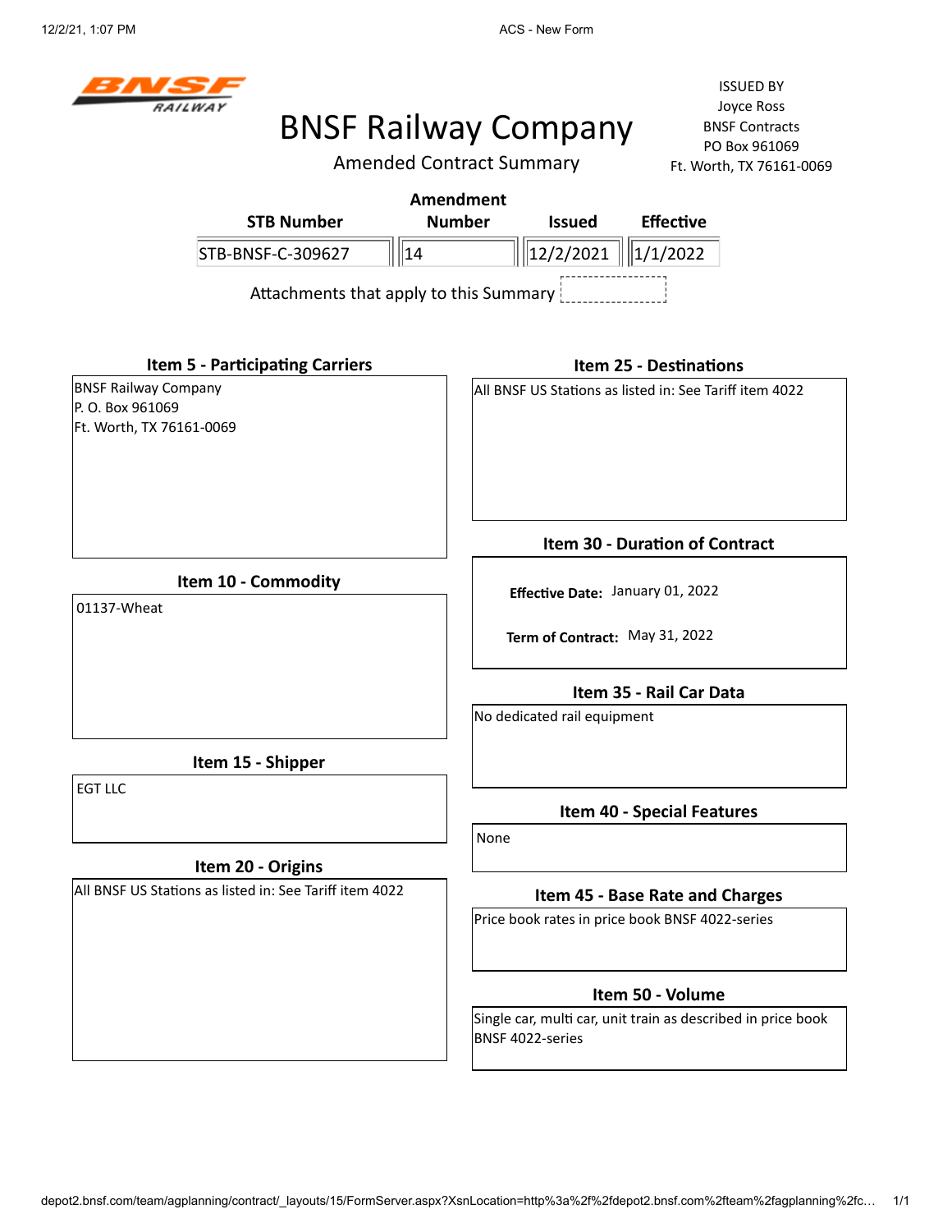# BNSF Railway Company

## Amended Contract Summary

ISSUED BY
Joyce Ross
BNSF Contracts
PO Box 961069
Ft. Worth, TX 76161-0069

| STB Number | Amendment Number | Issued | Effective |
|---|---|---|---|
| STB-BNSF-C-309627 | 14 | 12/2/2021 | 1/1/2022 |

Attachments that apply to this Summary

### Item 5 - Participating Carriers

BNSF Railway Company
P. O. Box 961069
Ft. Worth, TX 76161-0069

### Item 10 - Commodity

01137-Wheat

### Item 15 - Shipper

EGT LLC

### Item 20 - Origins

All BNSF US Stations as listed in: See Tariff item 4022

### Item 25 - Destinations

All BNSF US Stations as listed in: See Tariff item 4022

### Item 30 - Duration of Contract

**Effective Date:** January 01, 2022

**Term of Contract:** May 31, 2022

### Item 35 - Rail Car Data

No dedicated rail equipment

### Item 40 - Special Features

None

### Item 45 - Base Rate and Charges

Price book rates in price book BNSF 4022-series

### Item 50 - Volume

Single car, multi car, unit train as described in price book BNSF 4022-series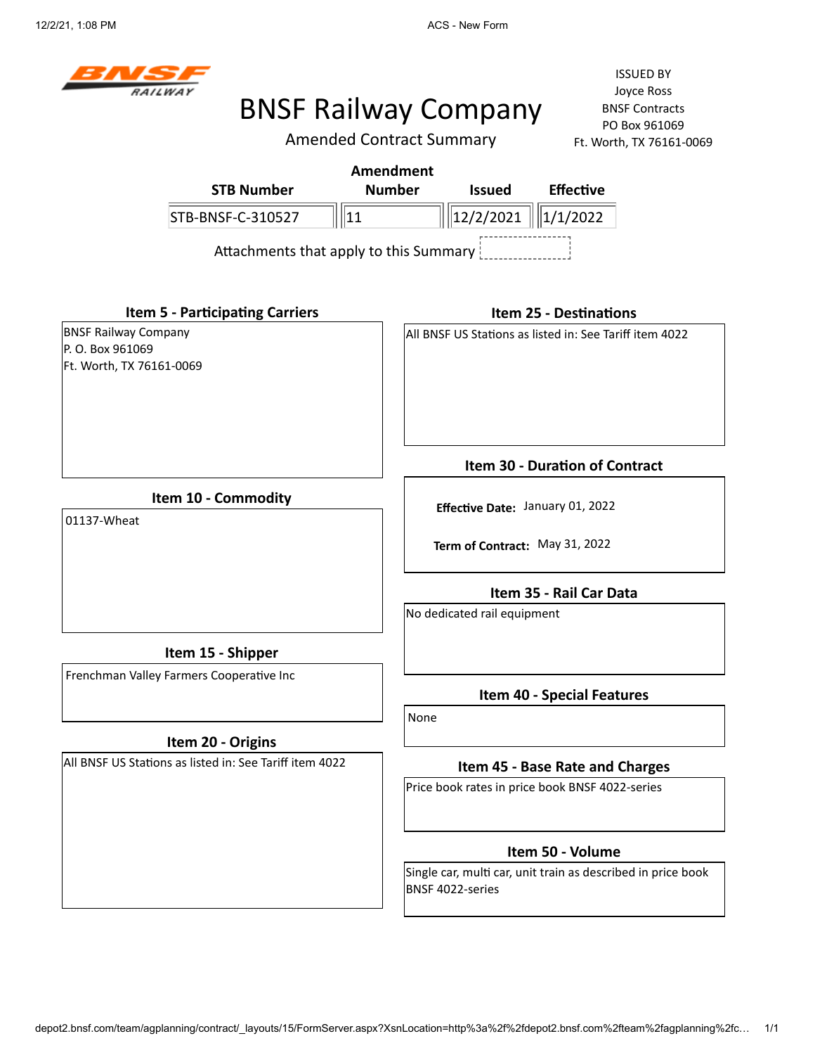# BNSF Railway Company

## Amended Contract Summary

ISSUED BY
Joyce Ross
BNSF Contracts
PO Box 961069
Ft. Worth, TX 76161-0069

| STB Number | Amendment Number | Issued | Effective |
|---|---|---|---|
| STB-BNSF-C-310527 | 11 | 12/2/2021 | 1/1/2022 |

Attachments that apply to this Summary

### Item 5 - Participating Carriers

BNSF Railway Company
P. O. Box 961069
Ft. Worth, TX 76161-0069

### Item 10 - Commodity

01137-Wheat

### Item 15 - Shipper

Frenchman Valley Farmers Cooperative Inc

### Item 20 - Origins

All BNSF US Stations as listed in: See Tariff item 4022

### Item 25 - Destinations

All BNSF US Stations as listed in: See Tariff item 4022

### Item 30 - Duration of Contract

**Effective Date:** January 01, 2022

**Term of Contract:** May 31, 2022

### Item 35 - Rail Car Data

No dedicated rail equipment

### Item 40 - Special Features

None

### Item 45 - Base Rate and Charges

Price book rates in price book BNSF 4022-series

### Item 50 - Volume

Single car, multi car, unit train as described in price book BNSF 4022-series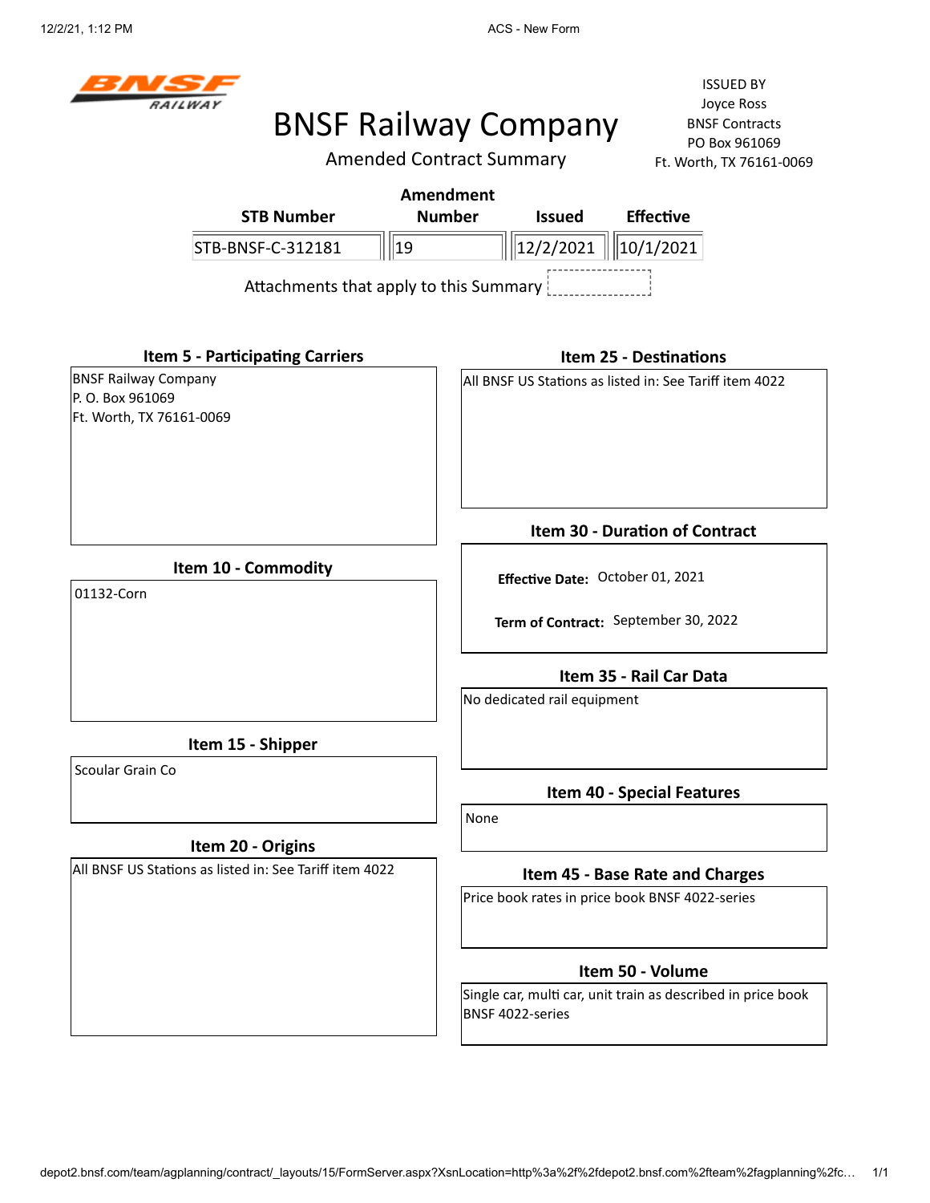BNSF RAILWAY

# BNSF Railway Company

Amended Contract Summary

ISSUED BY
Joyce Ross
BNSF Contracts
PO Box 961069
Ft. Worth, TX 76161-0069

| STB Number | Amendment Number | Issued | Effective |
|---|---|---|---|
| STB-BNSF-C-312181 | 19 | 12/2/2021 | 10/1/2021 |

Attachments that apply to this Summary

## Item 5 - Participating Carriers

BNSF Railway Company
P. O. Box 961069
Ft. Worth, TX 76161-0069

## Item 10 - Commodity

01132-Corn

## Item 15 - Shipper

Scoular Grain Co

## Item 20 - Origins

All BNSF US Stations as listed in: See Tariff item 4022

## Item 25 - Destinations

All BNSF US Stations as listed in: See Tariff item 4022

## Item 30 - Duration of Contract

**Effective Date:** October 01, 2021

**Term of Contract:** September 30, 2022

## Item 35 - Rail Car Data

No dedicated rail equipment

## Item 40 - Special Features

None

## Item 45 - Base Rate and Charges

Price book rates in price book BNSF 4022-series

## Item 50 - Volume

Single car, multi car, unit train as described in price book BNSF 4022-series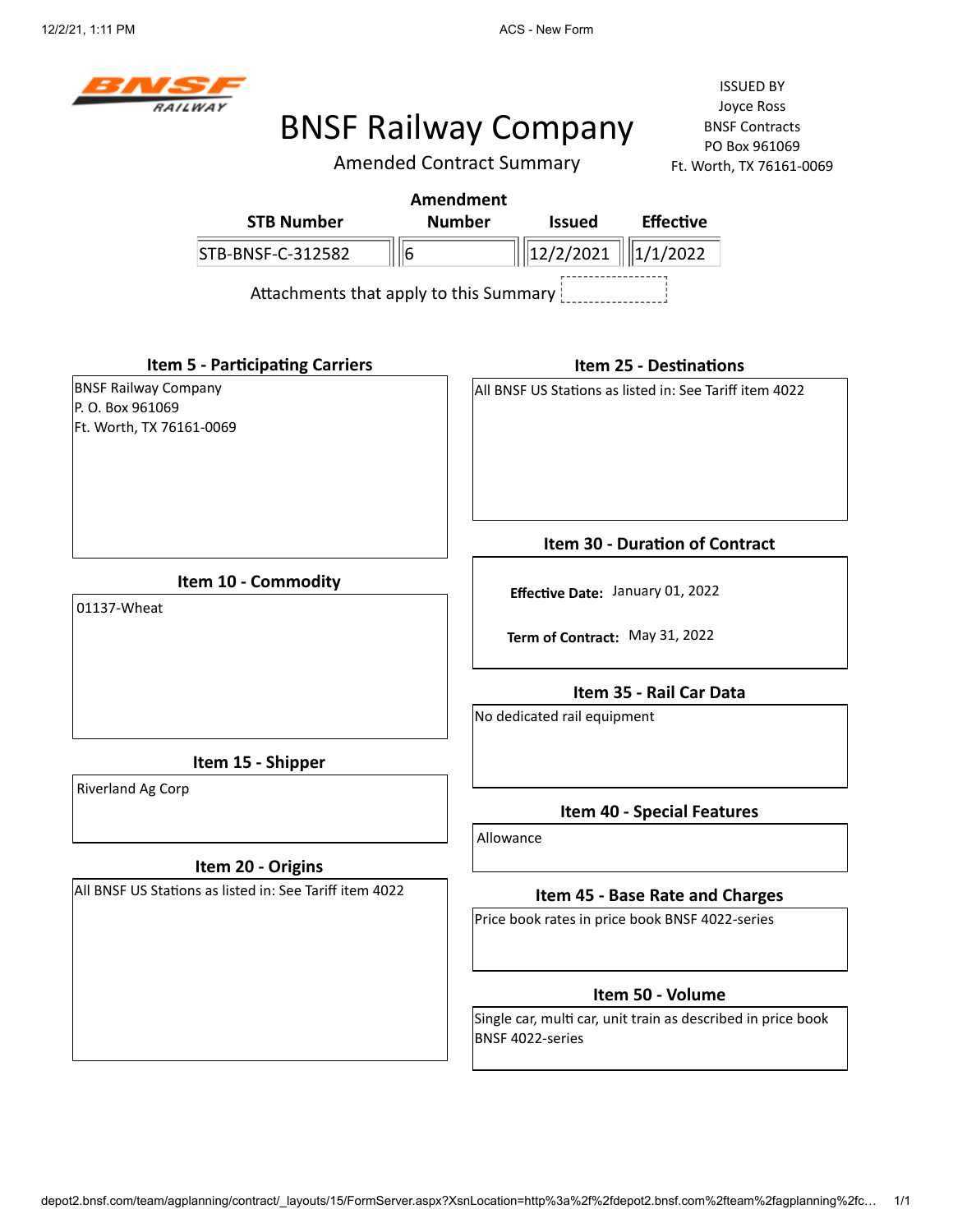# BNSF Railway Company

## Amended Contract Summary

ISSUED BY
Joyce Ross
BNSF Contracts
PO Box 961069
Ft. Worth, TX 76161-0069

| STB Number | Amendment Number | Issued | Effective |
|---|---|---|---|
| STB-BNSF-C-312582 | 6 | 12/2/2021 | 1/1/2022 |

Attachments that apply to this Summary

### Item 5 - Participating Carriers

BNSF Railway Company
P. O. Box 961069
Ft. Worth, TX 76161-0069

### Item 10 - Commodity

01137-Wheat

### Item 15 - Shipper

Riverland Ag Corp

### Item 20 - Origins

All BNSF US Stations as listed in: See Tariff item 4022

### Item 25 - Destinations

All BNSF US Stations as listed in: See Tariff item 4022

### Item 30 - Duration of Contract

**Effective Date:** January 01, 2022

**Term of Contract:** May 31, 2022

### Item 35 - Rail Car Data

No dedicated rail equipment

### Item 40 - Special Features

Allowance

### Item 45 - Base Rate and Charges

Price book rates in price book BNSF 4022-series

### Item 50 - Volume

Single car, multi car, unit train as described in price book BNSF 4022-series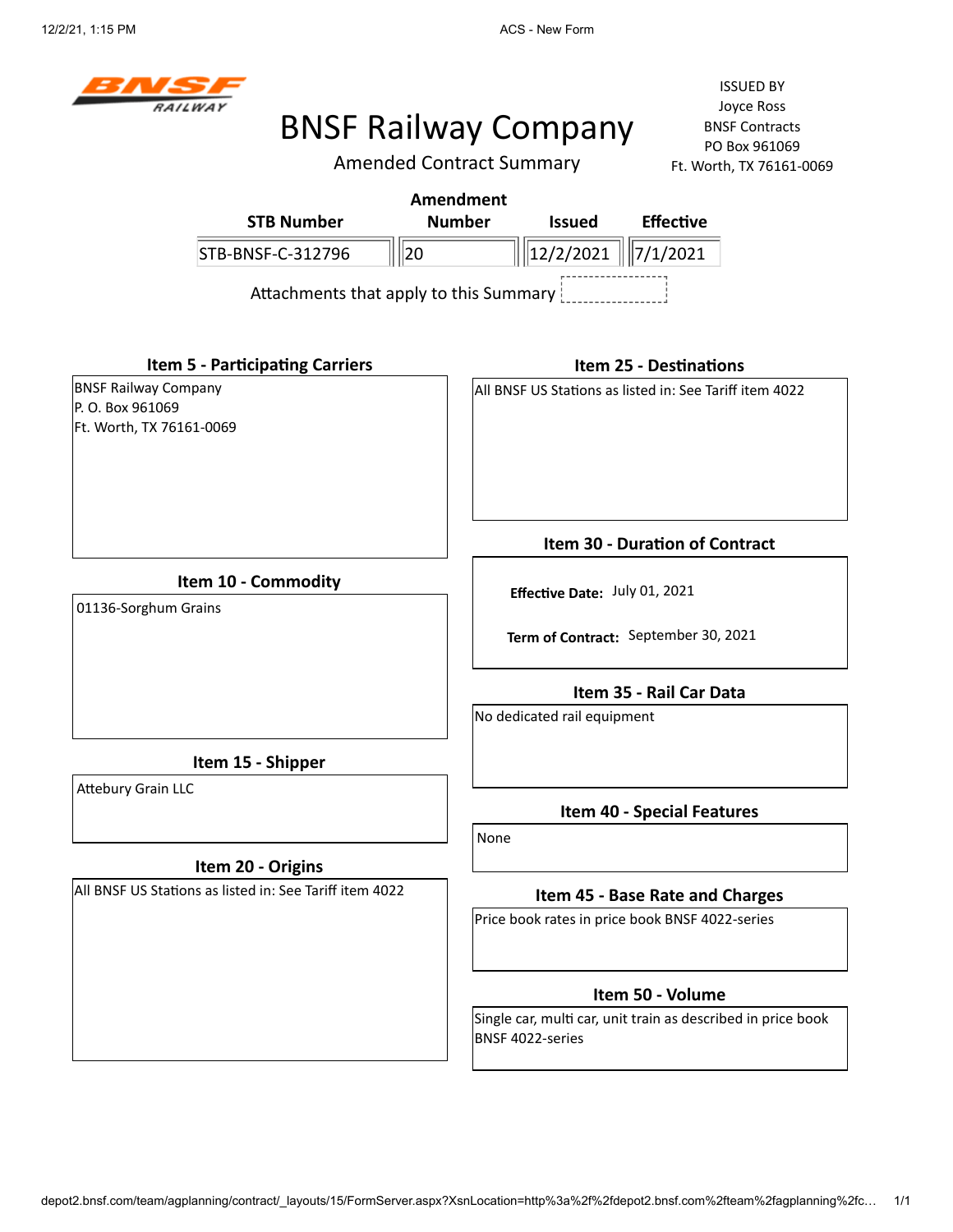BNSF RAILWAY

# BNSF Railway Company

## Amended Contract Summary

ISSUED BY
Joyce Ross
BNSF Contracts
PO Box 961069
Ft. Worth, TX 76161-0069

| STB Number | Amendment Number | Issued | Effective |
|---|---|---|---|
| STB-BNSF-C-312796 | 20 | 12/2/2021 | 7/1/2021 |

Attachments that apply to this Summary

### Item 5 - Participating Carriers

BNSF Railway Company
P. O. Box 961069
Ft. Worth, TX 76161-0069

### Item 10 - Commodity

01136-Sorghum Grains

### Item 15 - Shipper

Attebury Grain LLC

### Item 20 - Origins

All BNSF US Stations as listed in: See Tariff item 4022

### Item 25 - Destinations

All BNSF US Stations as listed in: See Tariff item 4022

### Item 30 - Duration of Contract

**Effective Date:** July 01, 2021

**Term of Contract:** September 30, 2021

### Item 35 - Rail Car Data

No dedicated rail equipment

### Item 40 - Special Features

None

### Item 45 - Base Rate and Charges

Price book rates in price book BNSF 4022-series

### Item 50 - Volume

Single car, multi car, unit train as described in price book BNSF 4022-series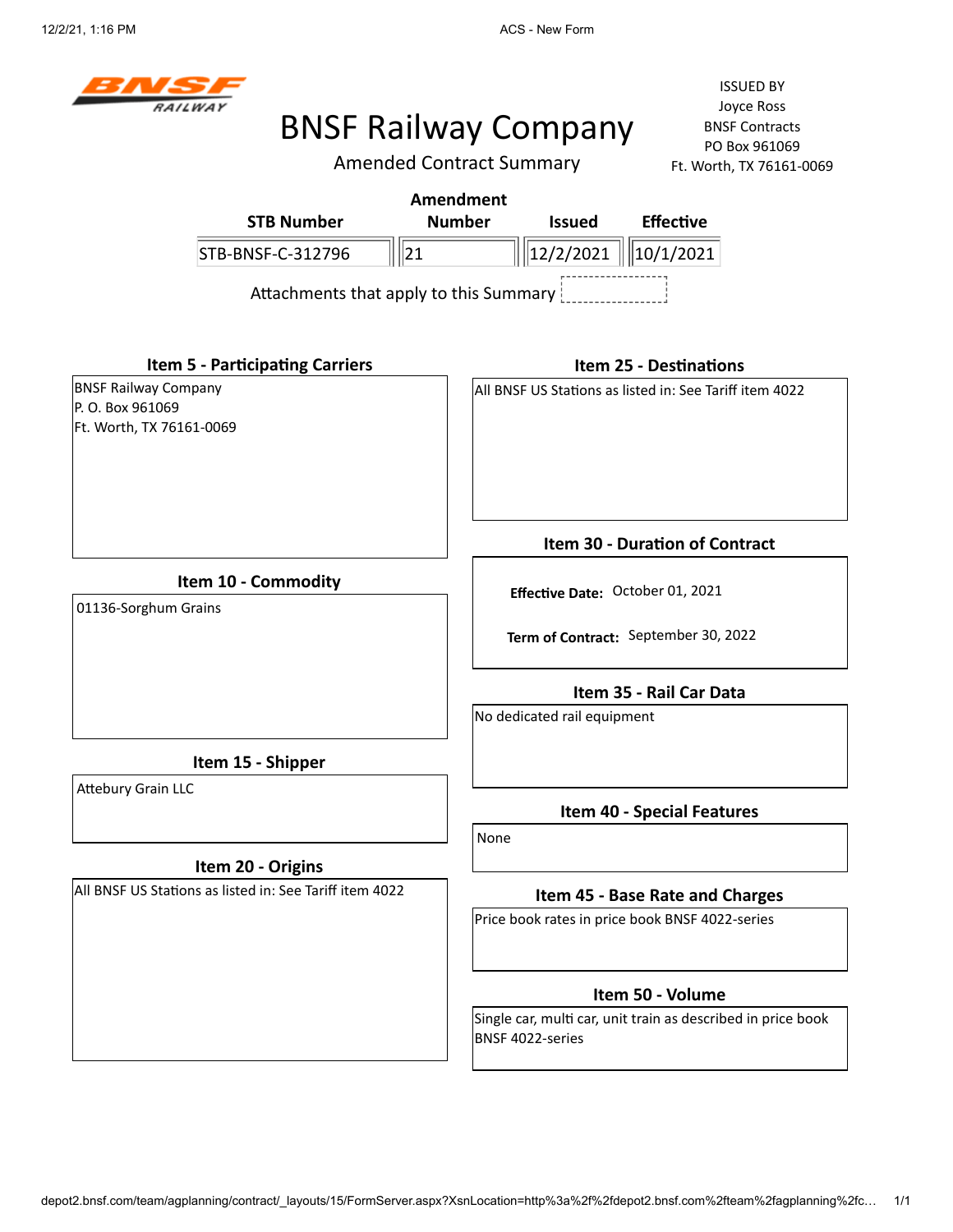# BNSF Railway Company

## Amended Contract Summary

ISSUED BY
Joyce Ross
BNSF Contracts
PO Box 961069
Ft. Worth, TX 76161-0069

| STB Number | Amendment Number | Issued | Effective |
|---|---|---|---|
| STB-BNSF-C-312796 | 21 | 12/2/2021 | 10/1/2021 |

Attachments that apply to this Summary

### Item 5 - Participating Carriers

BNSF Railway Company
P. O. Box 961069
Ft. Worth, TX 76161-0069

### Item 10 - Commodity

01136-Sorghum Grains

### Item 15 - Shipper

Attebury Grain LLC

### Item 20 - Origins

All BNSF US Stations as listed in: See Tariff item 4022

### Item 25 - Destinations

All BNSF US Stations as listed in: See Tariff item 4022

### Item 30 - Duration of Contract

**Effective Date:** October 01, 2021

**Term of Contract:** September 30, 2022

### Item 35 - Rail Car Data

No dedicated rail equipment

### Item 40 - Special Features

None

### Item 45 - Base Rate and Charges

Price book rates in price book BNSF 4022-series

### Item 50 - Volume

Single car, multi car, unit train as described in price book BNSF 4022-series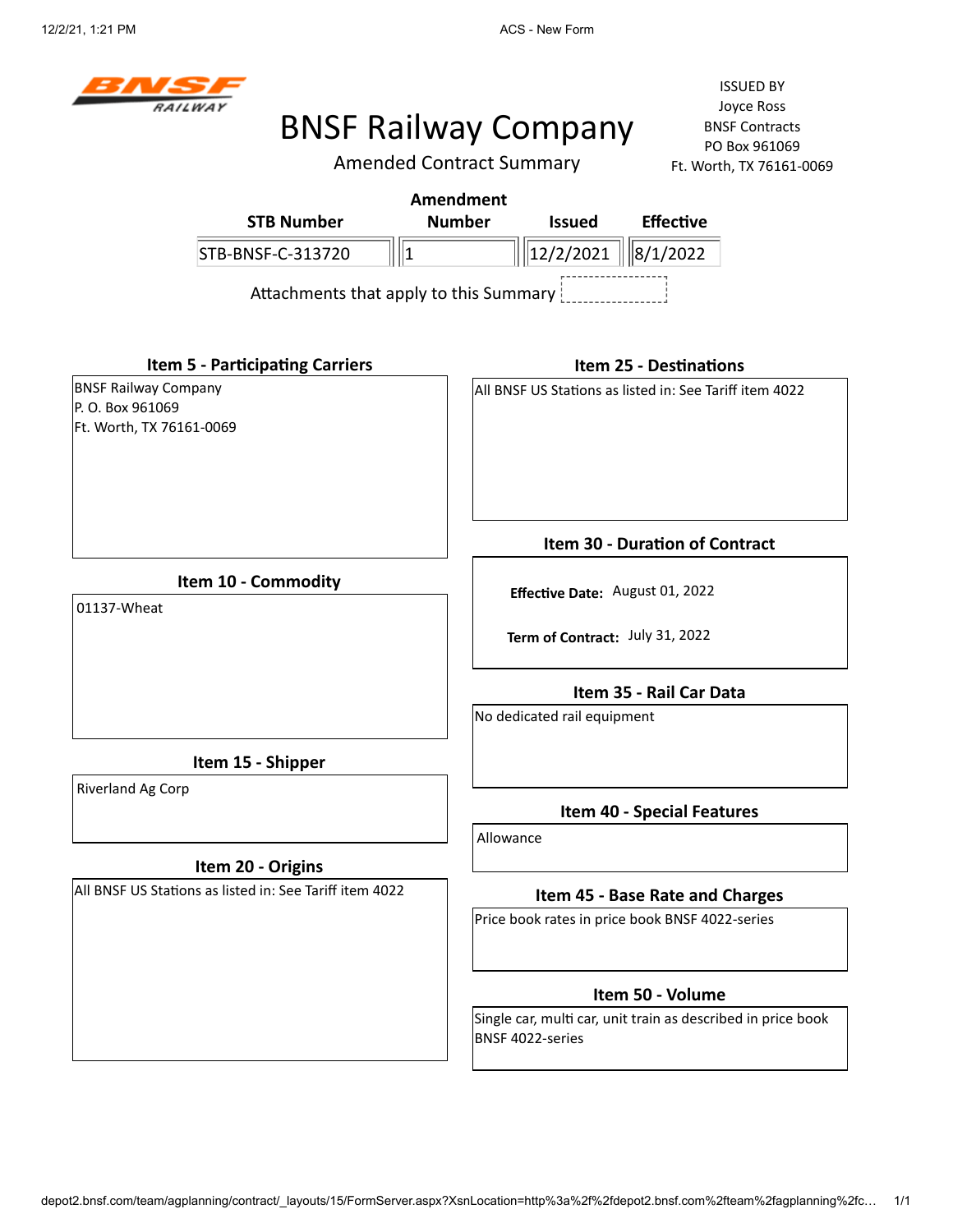# BNSF Railway Company

## Amended Contract Summary

ISSUED BY
Joyce Ross
BNSF Contracts
PO Box 961069
Ft. Worth, TX 76161-0069

| STB Number | Amendment Number | Issued | Effective |
|---|---|---|---|
| STB-BNSF-C-313720 | 1 | 12/2/2021 | 8/1/2022 |

Attachments that apply to this Summary

### Item 5 - Participating Carriers

BNSF Railway Company
P. O. Box 961069
Ft. Worth, TX 76161-0069

### Item 10 - Commodity

01137-Wheat

### Item 15 - Shipper

Riverland Ag Corp

### Item 20 - Origins

All BNSF US Stations as listed in: See Tariff item 4022

### Item 25 - Destinations

All BNSF US Stations as listed in: See Tariff item 4022

### Item 30 - Duration of Contract

**Effective Date:** August 01, 2022

**Term of Contract:** July 31, 2022

### Item 35 - Rail Car Data

No dedicated rail equipment

### Item 40 - Special Features

Allowance

### Item 45 - Base Rate and Charges

Price book rates in price book BNSF 4022-series

### Item 50 - Volume

Single car, multi car, unit train as described in price book BNSF 4022-series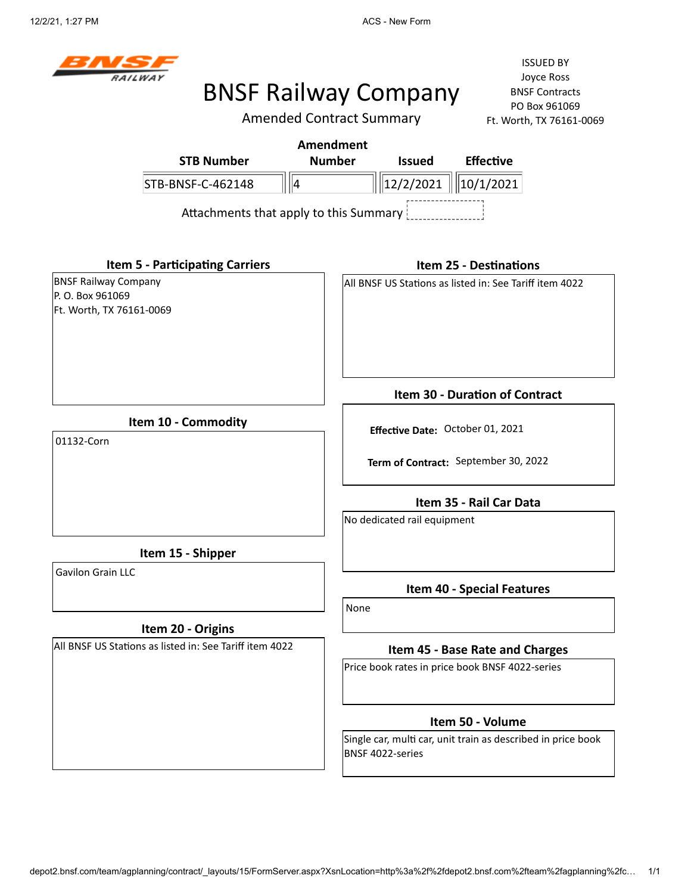# BNSF Railway Company

## Amended Contract Summary

ISSUED BY
Joyce Ross
BNSF Contracts
PO Box 961069
Ft. Worth, TX 76161-0069

| STB Number | Amendment Number | Issued | Effective |
|---|---|---|---|
| STB-BNSF-C-462148 | 4 | 12/2/2021 | 10/1/2021 |

Attachments that apply to this Summary

### Item 5 - Participating Carriers

BNSF Railway Company
P. O. Box 961069
Ft. Worth, TX 76161-0069

### Item 10 - Commodity

01132-Corn

### Item 15 - Shipper

Gavilon Grain LLC

### Item 20 - Origins

All BNSF US Stations as listed in: See Tariff item 4022

### Item 25 - Destinations

All BNSF US Stations as listed in: See Tariff item 4022

### Item 30 - Duration of Contract

**Effective Date:** October 01, 2021

**Term of Contract:** September 30, 2022

### Item 35 - Rail Car Data

No dedicated rail equipment

### Item 40 - Special Features

None

### Item 45 - Base Rate and Charges

Price book rates in price book BNSF 4022-series

### Item 50 - Volume

Single car, multi car, unit train as described in price book BNSF 4022-series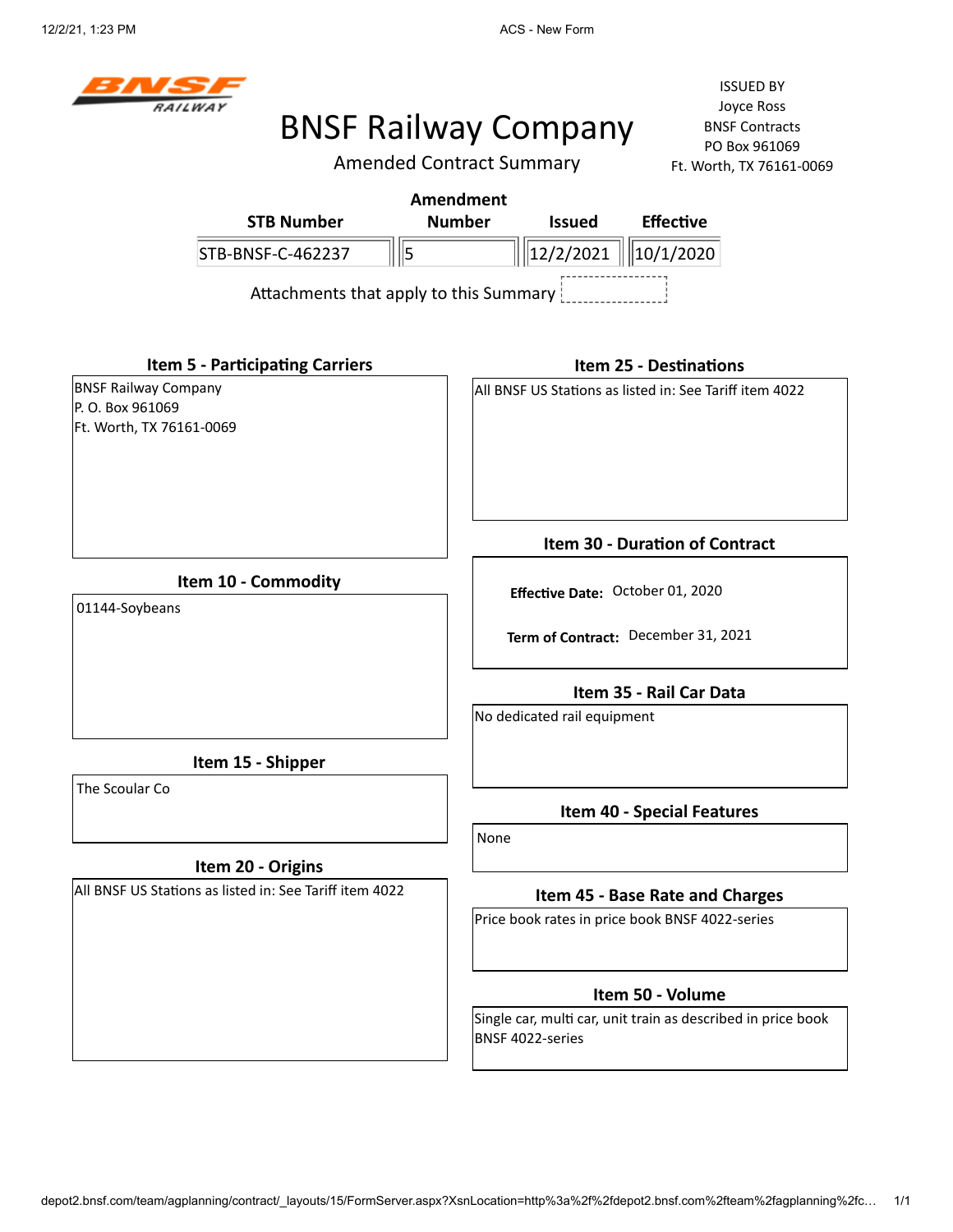# BNSF Railway Company

## Amended Contract Summary

ISSUED BY
Joyce Ross
BNSF Contracts
PO Box 961069
Ft. Worth, TX 76161-0069

| STB Number | Amendment Number | Issued | Effective |
|---|---|---|---|
| STB-BNSF-C-462237 | 5 | 12/2/2021 | 10/1/2020 |

Attachments that apply to this Summary

### Item 5 - Participating Carriers

BNSF Railway Company
P. O. Box 961069
Ft. Worth, TX 76161-0069

### Item 10 - Commodity

01144-Soybeans

### Item 15 - Shipper

The Scoular Co

### Item 20 - Origins

All BNSF US Stations as listed in: See Tariff item 4022

### Item 25 - Destinations

All BNSF US Stations as listed in: See Tariff item 4022

### Item 30 - Duration of Contract

**Effective Date:** October 01, 2020

**Term of Contract:** December 31, 2021

### Item 35 - Rail Car Data

No dedicated rail equipment

### Item 40 - Special Features

None

### Item 45 - Base Rate and Charges

Price book rates in price book BNSF 4022-series

### Item 50 - Volume

Single car, multi car, unit train as described in price book BNSF 4022-series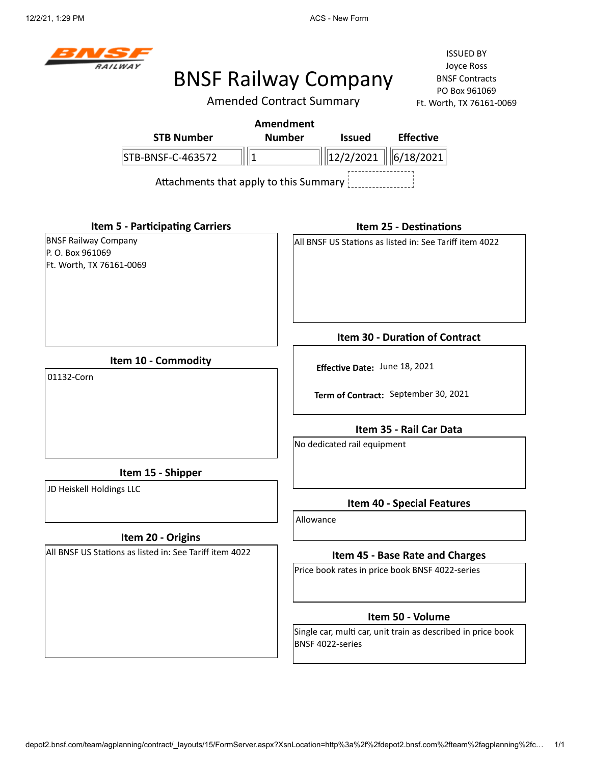# BNSF Railway Company

## Amended Contract Summary

ISSUED BY
Joyce Ross
BNSF Contracts
PO Box 961069
Ft. Worth, TX 76161-0069

| STB Number | Amendment Number | Issued | Effective |
|---|---|---|---|
| STB-BNSF-C-463572 | 1 | 12/2/2021 | 6/18/2021 |

Attachments that apply to this Summary

### Item 5 - Participating Carriers

BNSF Railway Company
P. O. Box 961069
Ft. Worth, TX 76161-0069

### Item 10 - Commodity

01132-Corn

### Item 15 - Shipper

JD Heiskell Holdings LLC

### Item 20 - Origins

All BNSF US Stations as listed in: See Tariff item 4022

### Item 25 - Destinations

All BNSF US Stations as listed in: See Tariff item 4022

### Item 30 - Duration of Contract

**Effective Date:** June 18, 2021

**Term of Contract:** September 30, 2021

### Item 35 - Rail Car Data

No dedicated rail equipment

### Item 40 - Special Features

Allowance

### Item 45 - Base Rate and Charges

Price book rates in price book BNSF 4022-series

### Item 50 - Volume

Single car, multi car, unit train as described in price book BNSF 4022-series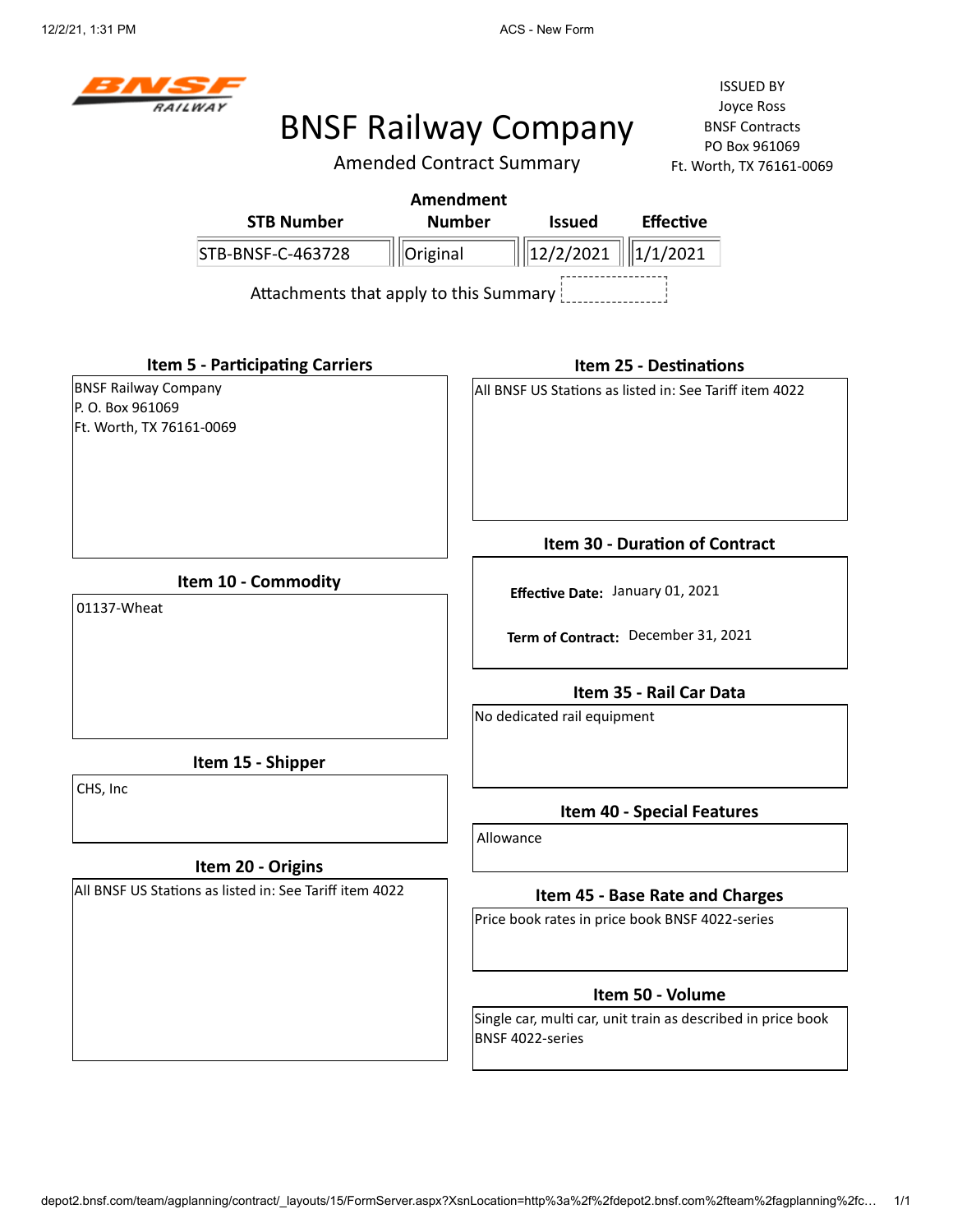# BNSF Railway Company

## Amended Contract Summary

ISSUED BY
Joyce Ross
BNSF Contracts
PO Box 961069
Ft. Worth, TX 76161-0069

| STB Number | Amendment Number | Issued | Effective |
|---|---|---|---|
| STB-BNSF-C-463728 | Original | 12/2/2021 | 1/1/2021 |

Attachments that apply to this Summary

### Item 5 - Participating Carriers

BNSF Railway Company
P. O. Box 961069
Ft. Worth, TX 76161-0069

### Item 10 - Commodity

01137-Wheat

### Item 15 - Shipper

CHS, Inc

### Item 20 - Origins

All BNSF US Stations as listed in: See Tariff item 4022

### Item 25 - Destinations

All BNSF US Stations as listed in: See Tariff item 4022

### Item 30 - Duration of Contract

**Effective Date:** January 01, 2021

**Term of Contract:** December 31, 2021

### Item 35 - Rail Car Data

No dedicated rail equipment

### Item 40 - Special Features

Allowance

### Item 45 - Base Rate and Charges

Price book rates in price book BNSF 4022-series

### Item 50 - Volume

Single car, multi car, unit train as described in price book BNSF 4022-series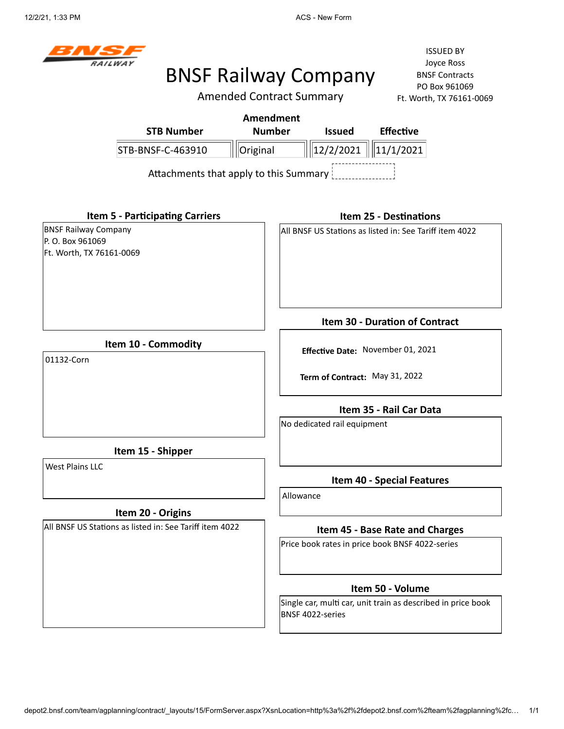BNSF RAILWAY

# BNSF Railway Company

Amended Contract Summary

ISSUED BY
Joyce Ross
BNSF Contracts
PO Box 961069
Ft. Worth, TX 76161-0069

| STB Number | Amendment Number | Issued | Effective |
|---|---|---|---|
| STB-BNSF-C-463910 | Original | 12/2/2021 | 11/1/2021 |

Attachments that apply to this Summary

### Item 5 - Participating Carriers

BNSF Railway Company
P. O. Box 961069
Ft. Worth, TX 76161-0069

### Item 10 - Commodity

01132-Corn

### Item 15 - Shipper

West Plains LLC

### Item 20 - Origins

All BNSF US Stations as listed in: See Tariff item 4022

### Item 25 - Destinations

All BNSF US Stations as listed in: See Tariff item 4022

### Item 30 - Duration of Contract

**Effective Date:** November 01, 2021

**Term of Contract:** May 31, 2022

### Item 35 - Rail Car Data

No dedicated rail equipment

### Item 40 - Special Features

Allowance

### Item 45 - Base Rate and Charges

Price book rates in price book BNSF 4022-series

### Item 50 - Volume

Single car, multi car, unit train as described in price book BNSF 4022-series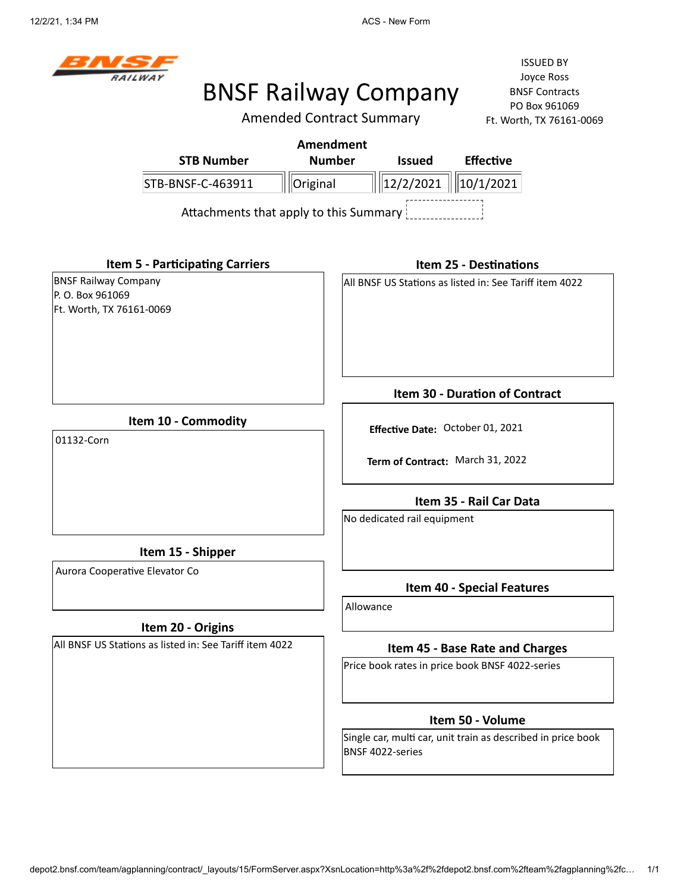# BNSF Railway Company

## Amended Contract Summary

ISSUED BY
Joyce Ross
BNSF Contracts
PO Box 961069
Ft. Worth, TX 76161-0069

| STB Number | Amendment Number | Issued | Effective |
|---|---|---|---|
| STB-BNSF-C-463911 | Original | 12/2/2021 | 10/1/2021 |

Attachments that apply to this Summary

### Item 5 - Participating Carriers

BNSF Railway Company
P. O. Box 961069
Ft. Worth, TX 76161-0069

### Item 10 - Commodity

01132-Corn

### Item 15 - Shipper

Aurora Cooperative Elevator Co

### Item 20 - Origins

All BNSF US Stations as listed in: See Tariff item 4022

### Item 25 - Destinations

All BNSF US Stations as listed in: See Tariff item 4022

### Item 30 - Duration of Contract

**Effective Date:** October 01, 2021

**Term of Contract:** March 31, 2022

### Item 35 - Rail Car Data

No dedicated rail equipment

### Item 40 - Special Features

Allowance

### Item 45 - Base Rate and Charges

Price book rates in price book BNSF 4022-series

### Item 50 - Volume

Single car, multi car, unit train as described in price book BNSF 4022-series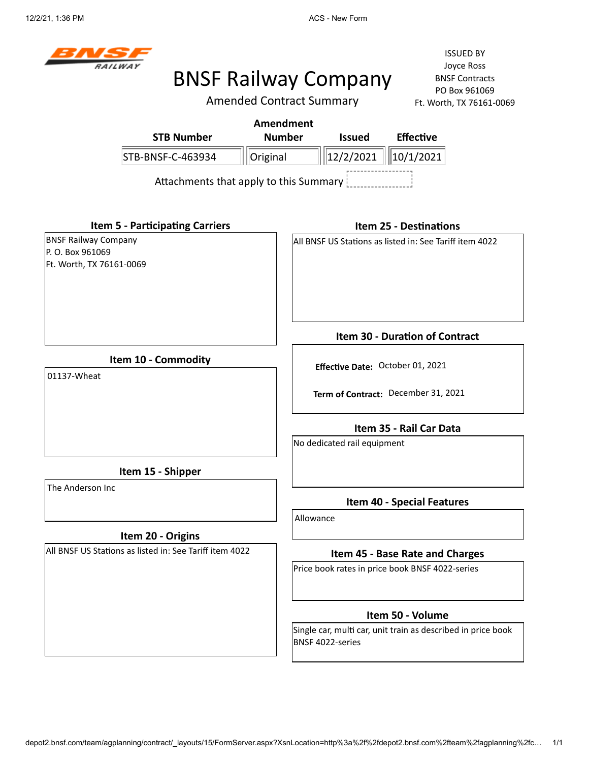BNSF RAILWAY

# BNSF Railway Company

## Amended Contract Summary

ISSUED BY
Joyce Ross
BNSF Contracts
PO Box 961069
Ft. Worth, TX 76161-0069

| STB Number | Amendment Number | Issued | Effective |
|---|---|---|---|
| STB-BNSF-C-463934 | Original | 12/2/2021 | 10/1/2021 |

Attachments that apply to this Summary

### Item 5 - Participating Carriers

BNSF Railway Company
P. O. Box 961069
Ft. Worth, TX 76161-0069

### Item 10 - Commodity

01137-Wheat

### Item 15 - Shipper

The Anderson Inc

### Item 20 - Origins

All BNSF US Stations as listed in: See Tariff item 4022

### Item 25 - Destinations

All BNSF US Stations as listed in: See Tariff item 4022

### Item 30 - Duration of Contract

**Effective Date:** October 01, 2021

**Term of Contract:** December 31, 2021

### Item 35 - Rail Car Data

No dedicated rail equipment

### Item 40 - Special Features

Allowance

### Item 45 - Base Rate and Charges

Price book rates in price book BNSF 4022-series

### Item 50 - Volume

Single car, multi car, unit train as described in price book BNSF 4022-series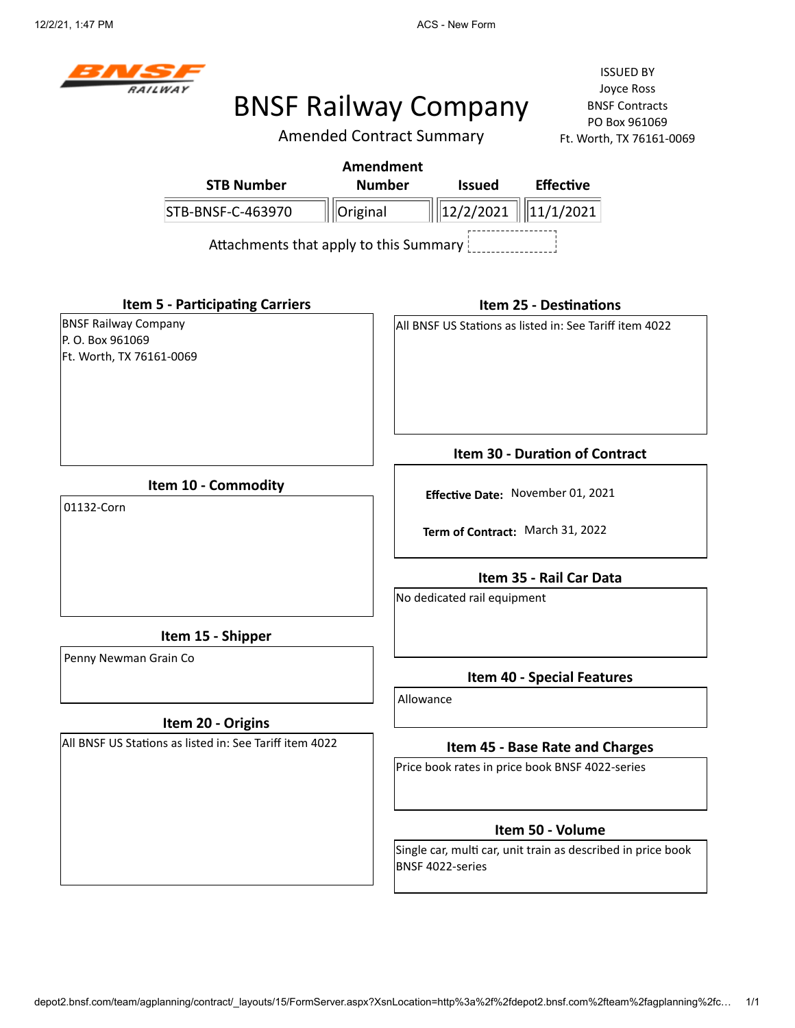ISSUED BY
Joyce Ross
BNSF Contracts
PO Box 961069
Ft. Worth, TX 76161-0069

# BNSF Railway Company

## Amended Contract Summary

| STB Number | Amendment Number | Issued | Effective |
|---|---|---|---|
| STB-BNSF-C-463970 | Original | 12/2/2021 | 11/1/2021 |

Attachments that apply to this Summary

### Item 5 - Participating Carriers

BNSF Railway Company
P. O. Box 961069
Ft. Worth, TX 76161-0069

### Item 10 - Commodity

01132-Corn

### Item 15 - Shipper

Penny Newman Grain Co

### Item 20 - Origins

All BNSF US Stations as listed in: See Tariff item 4022

### Item 25 - Destinations

All BNSF US Stations as listed in: See Tariff item 4022

### Item 30 - Duration of Contract

**Effective Date:** November 01, 2021

**Term of Contract:** March 31, 2022

### Item 35 - Rail Car Data

No dedicated rail equipment

### Item 40 - Special Features

Allowance

### Item 45 - Base Rate and Charges

Price book rates in price book BNSF 4022-series

### Item 50 - Volume

Single car, multi car, unit train as described in price book BNSF 4022-series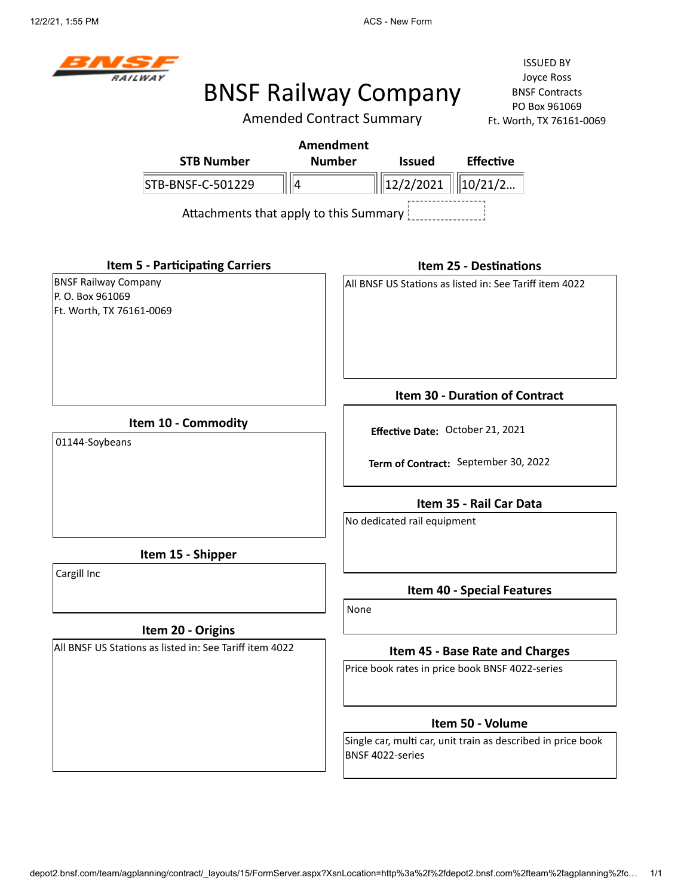BNSF RAILWAY

# BNSF Railway Company

Amended Contract Summary

ISSUED BY
Joyce Ross
BNSF Contracts
PO Box 961069
Ft. Worth, TX 76161-0069

| STB Number | Amendment Number | Issued | Effective |
|---|---|---|---|
| STB-BNSF-C-501229 | 4 | 12/2/2021 | 10/21/2... |

Attachments that apply to this Summary

### Item 5 - Participating Carriers

BNSF Railway Company
P. O. Box 961069
Ft. Worth, TX 76161-0069

### Item 10 - Commodity

01144-Soybeans

### Item 15 - Shipper

Cargill Inc

### Item 20 - Origins

All BNSF US Stations as listed in: See Tariff item 4022

### Item 25 - Destinations

All BNSF US Stations as listed in: See Tariff item 4022

### Item 30 - Duration of Contract

**Effective Date:** October 21, 2021

**Term of Contract:** September 30, 2022

### Item 35 - Rail Car Data

No dedicated rail equipment

### Item 40 - Special Features

None

### Item 45 - Base Rate and Charges

Price book rates in price book BNSF 4022-series

### Item 50 - Volume

Single car, multi car, unit train as described in price book BNSF 4022-series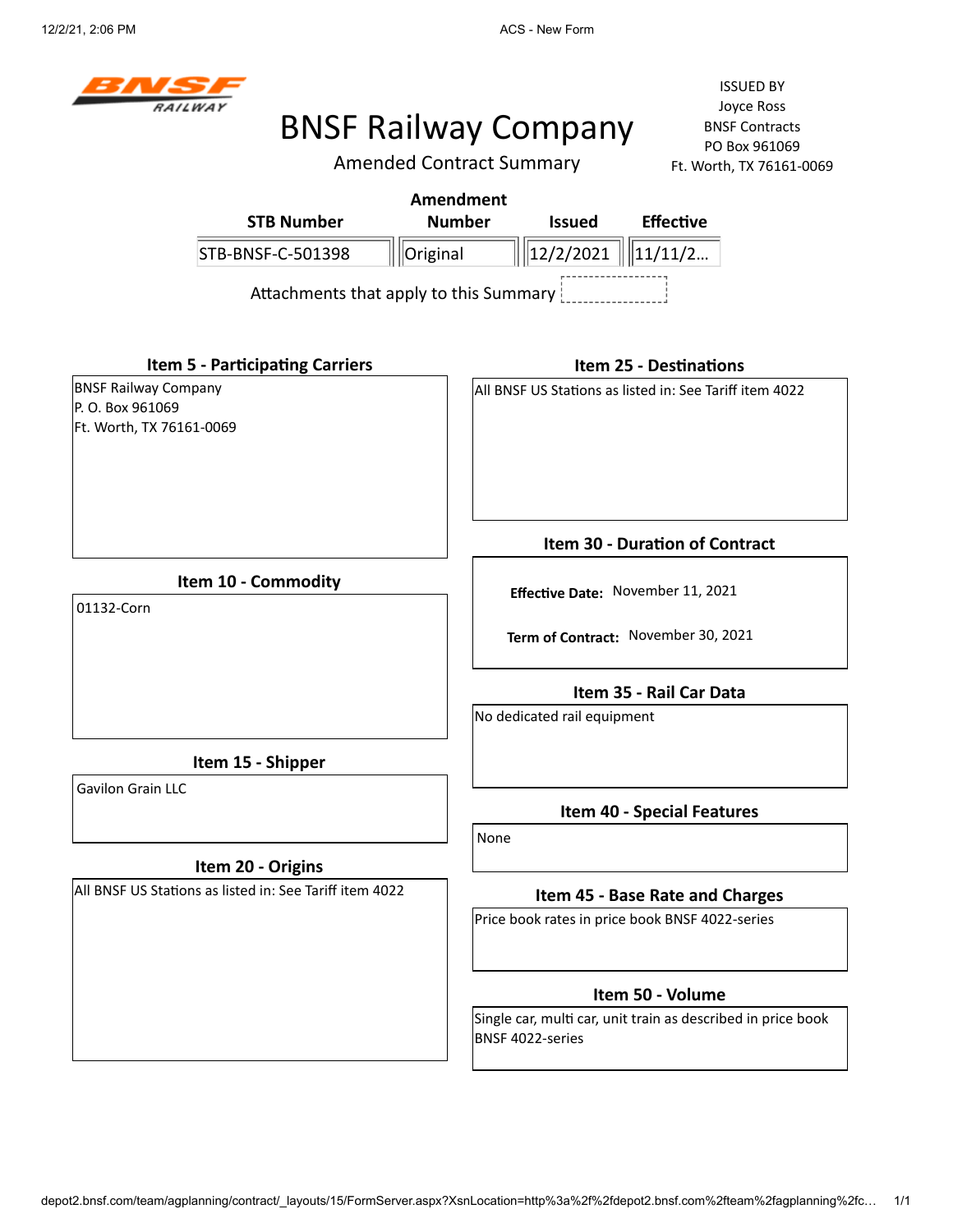# BNSF Railway Company

Amended Contract Summary

ISSUED BY
Joyce Ross
BNSF Contracts
PO Box 961069
Ft. Worth, TX 76161-0069

| STB Number | Amendment Number | Issued | Effective |
|---|---|---|---|
| STB-BNSF-C-501398 | Original | 12/2/2021 | 11/11/2... |

Attachments that apply to this Summary

### Item 5 - Participating Carriers

BNSF Railway Company
P. O. Box 961069
Ft. Worth, TX 76161-0069

### Item 10 - Commodity

01132-Corn

### Item 15 - Shipper

Gavilon Grain LLC

### Item 20 - Origins

All BNSF US Stations as listed in: See Tariff item 4022

### Item 25 - Destinations

All BNSF US Stations as listed in: See Tariff item 4022

### Item 30 - Duration of Contract

**Effective Date:** November 11, 2021

**Term of Contract:** November 30, 2021

### Item 35 - Rail Car Data

No dedicated rail equipment

### Item 40 - Special Features

None

### Item 45 - Base Rate and Charges

Price book rates in price book BNSF 4022-series

### Item 50 - Volume

Single car, multi car, unit train as described in price book BNSF 4022-series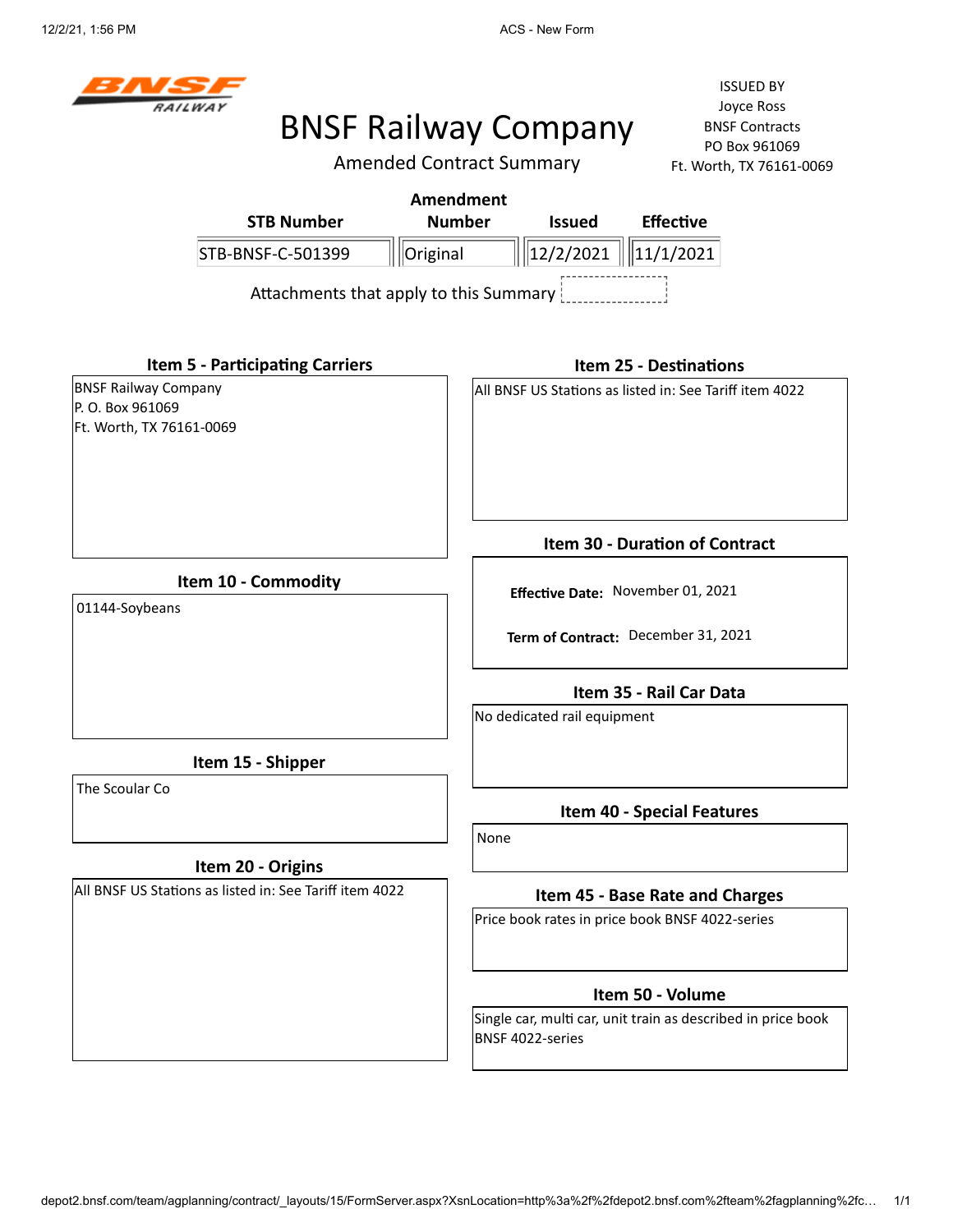BNSF RAILWAY

# BNSF Railway Company

## Amended Contract Summary

ISSUED BY
Joyce Ross
BNSF Contracts
PO Box 961069
Ft. Worth, TX 76161-0069

| STB Number | Amendment Number | Issued | Effective |
|---|---|---|---|
| STB-BNSF-C-501399 | Original | 12/2/2021 | 11/1/2021 |

Attachments that apply to this Summary

### Item 5 - Participating Carriers

BNSF Railway Company
P. O. Box 961069
Ft. Worth, TX 76161-0069

### Item 10 - Commodity

01144-Soybeans

### Item 15 - Shipper

The Scoular Co

### Item 20 - Origins

All BNSF US Stations as listed in: See Tariff item 4022

### Item 25 - Destinations

All BNSF US Stations as listed in: See Tariff item 4022

### Item 30 - Duration of Contract

**Effective Date:** November 01, 2021

**Term of Contract:** December 31, 2021

### Item 35 - Rail Car Data

No dedicated rail equipment

### Item 40 - Special Features

None

### Item 45 - Base Rate and Charges

Price book rates in price book BNSF 4022-series

### Item 50 - Volume

Single car, multi car, unit train as described in price book BNSF 4022-series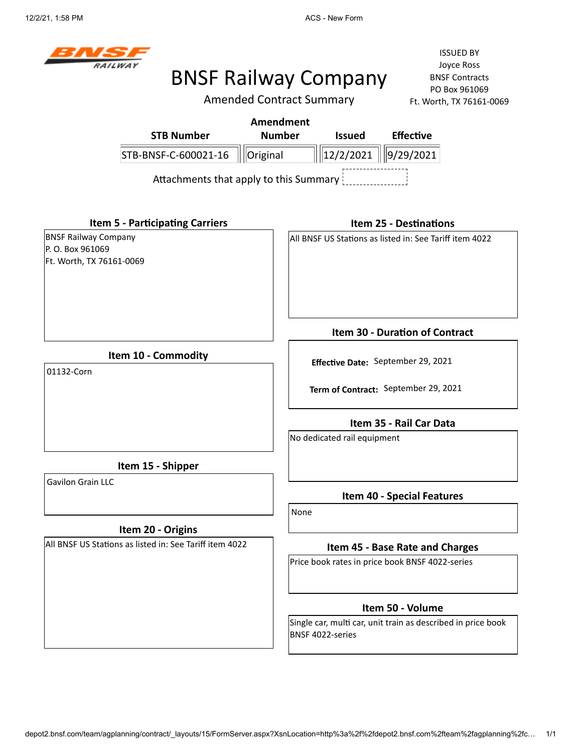BNSF RAILWAY

# BNSF Railway Company

Amended Contract Summary

ISSUED BY
Joyce Ross
BNSF Contracts
PO Box 961069
Ft. Worth, TX 76161-0069

| STB Number | Amendment Number | Issued | Effective |
|---|---|---|---|
| STB-BNSF-C-600021-16 | Original | 12/2/2021 | 9/29/2021 |

Attachments that apply to this Summary

### Item 5 - Participating Carriers

BNSF Railway Company
P. O. Box 961069
Ft. Worth, TX 76161-0069

### Item 10 - Commodity

01132-Corn

### Item 15 - Shipper

Gavilon Grain LLC

### Item 20 - Origins

All BNSF US Stations as listed in: See Tariff item 4022

### Item 25 - Destinations

All BNSF US Stations as listed in: See Tariff item 4022

### Item 30 - Duration of Contract

**Effective Date:** September 29, 2021

**Term of Contract:** September 29, 2021

### Item 35 - Rail Car Data

No dedicated rail equipment

### Item 40 - Special Features

None

### Item 45 - Base Rate and Charges

Price book rates in price book BNSF 4022-series

### Item 50 - Volume

Single car, multi car, unit train as described in price book BNSF 4022-series